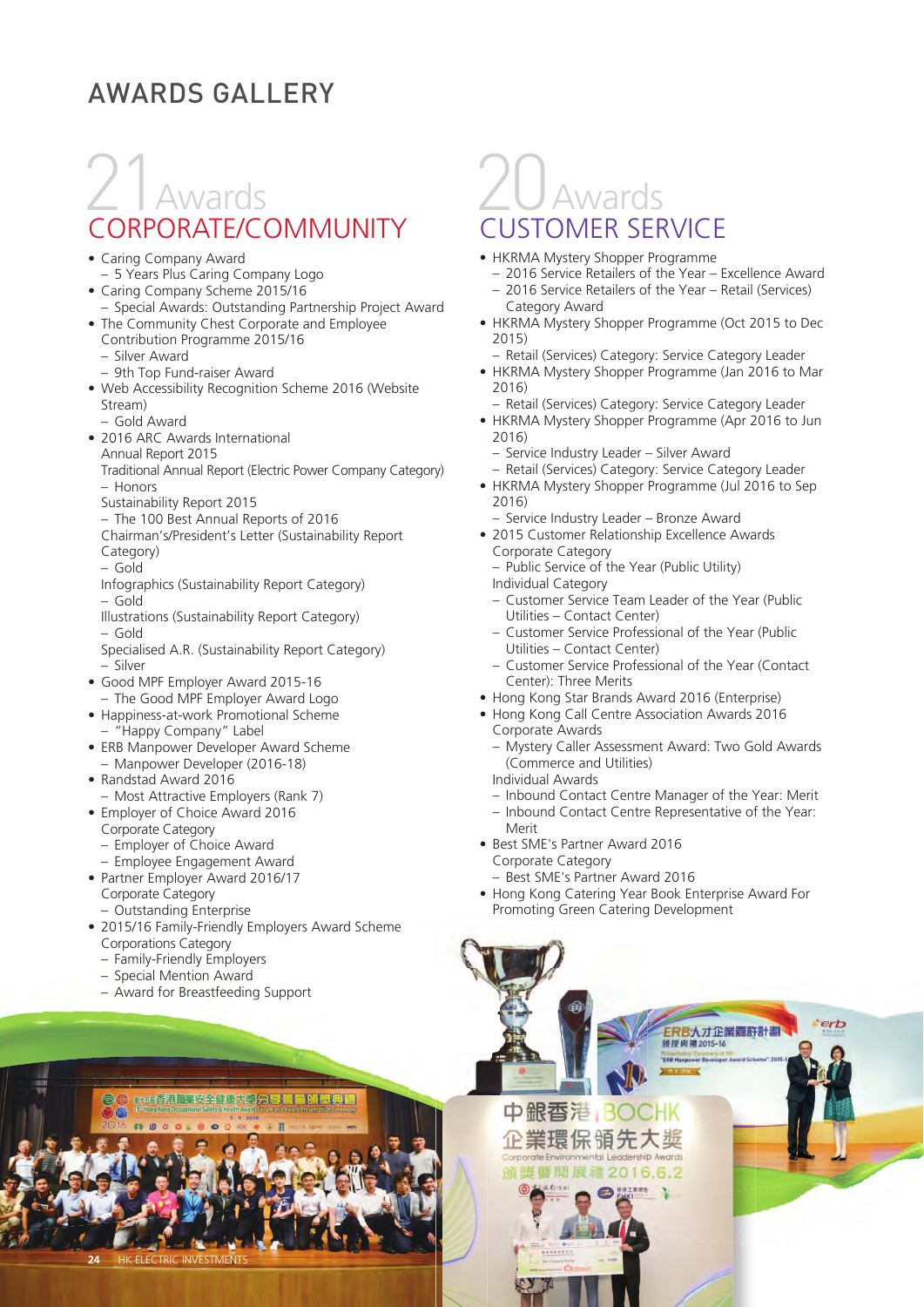# AWARDS GALLERY

## 21 Awards CORPORATE/COMMUNITY

- Caring Company Award
  - 5 Years Plus Caring Company Logo
- Caring Company Scheme 2015/16
  - Special Awards: Outstanding Partnership Project Award
- The Community Chest Corporate and Employee Contribution Programme 2015/16
  - Silver Award
  - 9th Top Fund-raiser Award
- Web Accessibility Recognition Scheme 2016 (Website Stream)
  - Gold Award
- 2016 ARC Awards International
  Annual Report 2015
  Traditional Annual Report (Electric Power Company Category)
  - Honors

  Sustainability Report 2015
  - The 100 Best Annual Reports of 2016

  Chairman's/President's Letter (Sustainability Report Category)
  - Gold

  Infographics (Sustainability Report Category)
  - Gold

  Illustrations (Sustainability Report Category)
  - Gold

  Specialised A.R. (Sustainability Report Category)
  - Silver
- Good MPF Employer Award 2015-16
  - The Good MPF Employer Award Logo
- Happiness-at-work Promotional Scheme
  - "Happy Company" Label
- ERB Manpower Developer Award Scheme
  - Manpower Developer (2016-18)
- Randstad Award 2016
  - Most Attractive Employers (Rank 7)
- Employer of Choice Award 2016
  Corporate Category
  - Employer of Choice Award
  - Employee Engagement Award
- Partner Employer Award 2016/17
  Corporate Category
  - Outstanding Enterprise
- 2015/16 Family-Friendly Employers Award Scheme
  Corporations Category
  - Family-Friendly Employers
  - Special Mention Award
  - Award for Breastfeeding Support

## 20 Awards CUSTOMER SERVICE

- HKRMA Mystery Shopper Programme
  - 2016 Service Retailers of the Year – Excellence Award
  - 2016 Service Retailers of the Year – Retail (Services) Category Award
- HKRMA Mystery Shopper Programme (Oct 2015 to Dec 2015)
  - Retail (Services) Category: Service Category Leader
- HKRMA Mystery Shopper Programme (Jan 2016 to Mar 2016)
  - Retail (Services) Category: Service Category Leader
- HKRMA Mystery Shopper Programme (Apr 2016 to Jun 2016)
  - Service Industry Leader – Silver Award
  - Retail (Services) Category: Service Category Leader
- HKRMA Mystery Shopper Programme (Jul 2016 to Sep 2016)
  - Service Industry Leader – Bronze Award
- 2015 Customer Relationship Excellence Awards
  Corporate Category
  - Public Service of the Year (Public Utility)

  Individual Category
  - Customer Service Team Leader of the Year (Public Utilities – Contact Center)
  - Customer Service Professional of the Year (Public Utilities – Contact Center)
  - Customer Service Professional of the Year (Contact Center): Three Merits
- Hong Kong Star Brands Award 2016 (Enterprise)
- Hong Kong Call Centre Association Awards 2016
  Corporate Awards
  - Mystery Caller Assessment Award: Two Gold Awards (Commerce and Utilities)

  Individual Awards
  - Inbound Contact Centre Manager of the Year: Merit
  - Inbound Contact Centre Representative of the Year: Merit
- Best SME's Partner Award 2016
  Corporate Category
  - Best SME's Partner Award 2016
- Hong Kong Catering Year Book Enterprise Award For Promoting Green Catering Development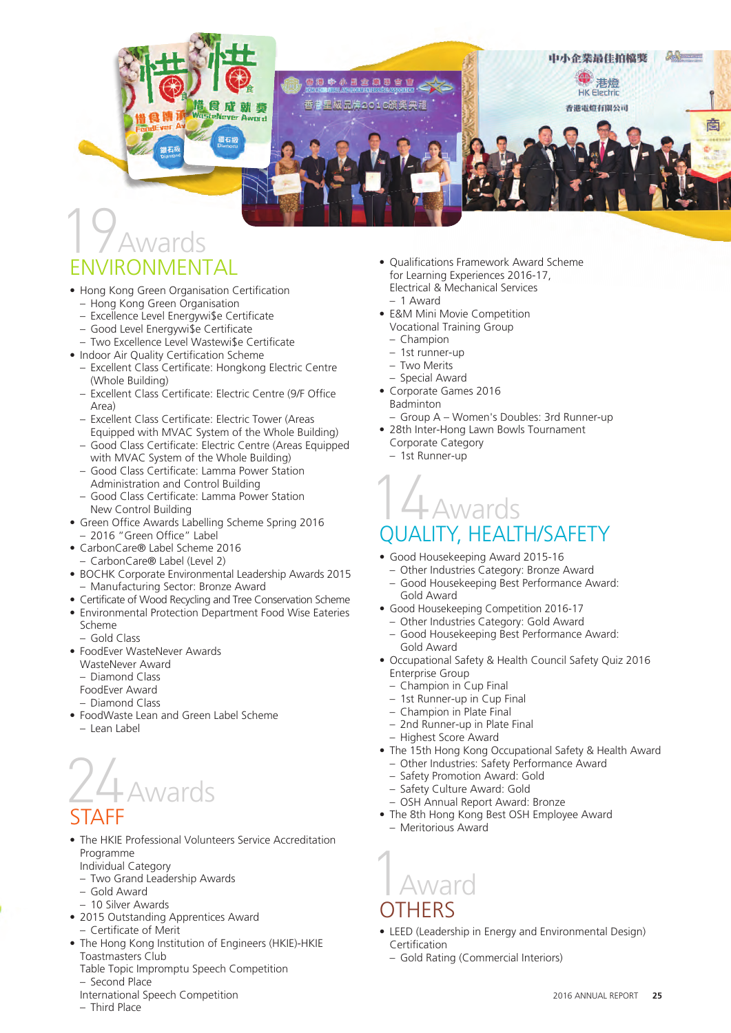## 19 Awards
## ENVIRONMENTAL

- Hong Kong Green Organisation Certification
  - Hong Kong Green Organisation
  - Excellence Level Energywi$e Certificate
  - Good Level Energywi$e Certificate
  - Two Excellence Level Wastewi$e Certificate
- Indoor Air Quality Certification Scheme
  - Excellent Class Certificate: Hongkong Electric Centre (Whole Building)
  - Excellent Class Certificate: Electric Centre (9/F Office Area)
  - Excellent Class Certificate: Electric Tower (Areas Equipped with MVAC System of the Whole Building)
  - Good Class Certificate: Electric Centre (Areas Equipped with MVAC System of the Whole Building)
  - Good Class Certificate: Lamma Power Station Administration and Control Building
  - Good Class Certificate: Lamma Power Station New Control Building
- Green Office Awards Labelling Scheme Spring 2016
  - 2016 "Green Office" Label
- CarbonCare® Label Scheme 2016
  - CarbonCare® Label (Level 2)
- BOCHK Corporate Environmental Leadership Awards 2015
  - Manufacturing Sector: Bronze Award
- Certificate of Wood Recycling and Tree Conservation Scheme
- Environmental Protection Department Food Wise Eateries Scheme
  - Gold Class
- FoodEver WasteNever Awards
  WasteNever Award
  - Diamond Class

  FoodEver Award
  - Diamond Class
- FoodWaste Lean and Green Label Scheme
  - Lean Label

## 24 Awards
## STAFF

- The HKIE Professional Volunteers Service Accreditation Programme
  Individual Category
  - Two Grand Leadership Awards
  - Gold Award
  - 10 Silver Awards
- 2015 Outstanding Apprentices Award
  - Certificate of Merit
- The Hong Kong Institution of Engineers (HKIE)-HKIE Toastmasters Club
  Table Topic Impromptu Speech Competition
  - Second Place

  International Speech Competition
  - Third Place
- Qualifications Framework Award Scheme for Learning Experiences 2016-17, Electrical & Mechanical Services
  - 1 Award
- E&M Mini Movie Competition
  Vocational Training Group
  - Champion
  - 1st runner-up
  - Two Merits
  - Special Award
- Corporate Games 2016
  Badminton
  - Group A – Women's Doubles: 3rd Runner-up
- 28th Inter-Hong Lawn Bowls Tournament
  Corporate Category
  - 1st Runner-up

## 14 Awards
## QUALITY, HEALTH/SAFETY

- Good Housekeeping Award 2015-16
  - Other Industries Category: Bronze Award
  - Good Housekeeping Best Performance Award: Gold Award
- Good Housekeeping Competition 2016-17
  - Other Industries Category: Gold Award
  - Good Housekeeping Best Performance Award: Gold Award
- Occupational Safety & Health Council Safety Quiz 2016
  Enterprise Group
  - Champion in Cup Final
  - 1st Runner-up in Cup Final
  - Champion in Plate Final
  - 2nd Runner-up in Plate Final
  - Highest Score Award
- The 15th Hong Kong Occupational Safety & Health Award
  - Other Industries: Safety Performance Award
  - Safety Promotion Award: Gold
  - Safety Culture Award: Gold
  - OSH Annual Report Award: Bronze
- The 8th Hong Kong Best OSH Employee Award
  - Meritorious Award

## 1 Award
## OTHERS

- LEED (Leadership in Energy and Environmental Design) Certification
  - Gold Rating (Commercial Interiors)